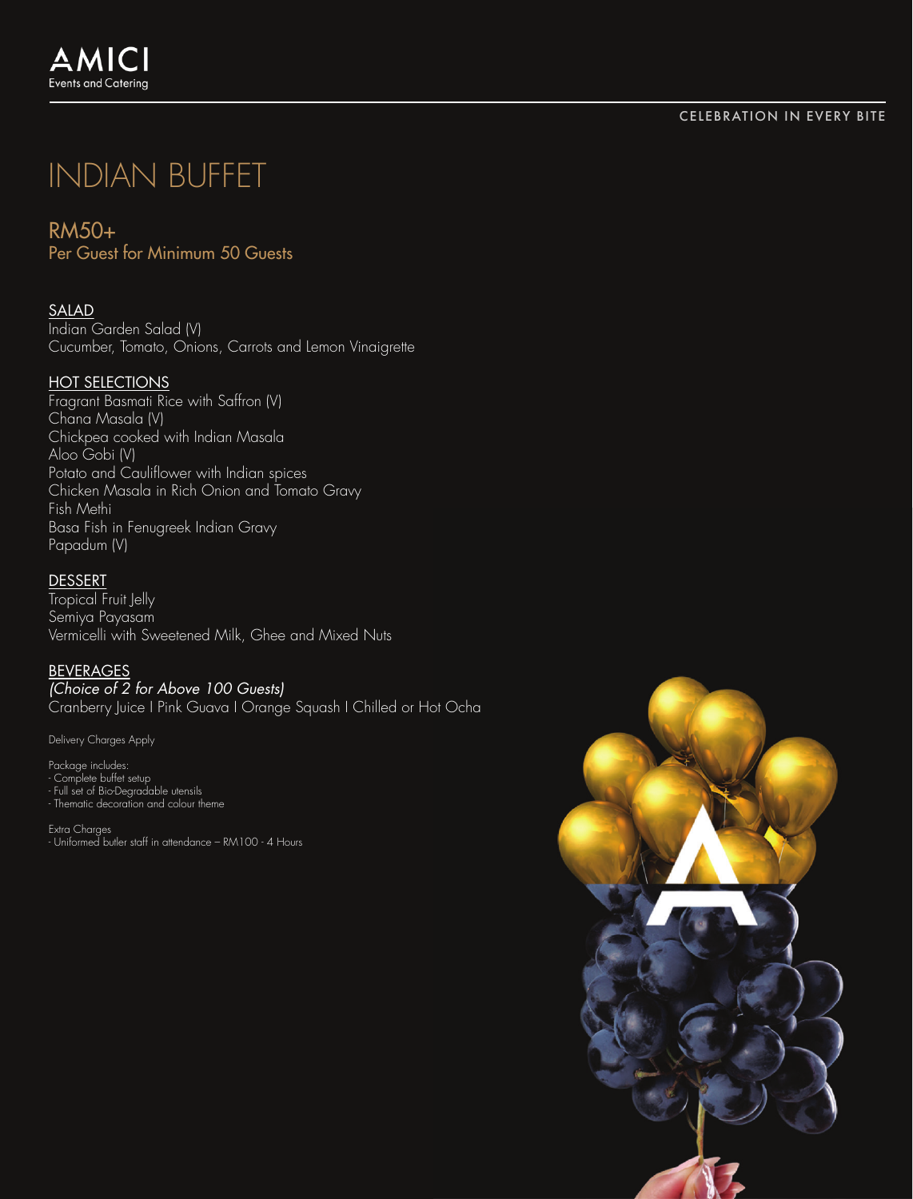AMICI
Events and Catering

CELEBRATION IN EVERY BITE

# INDIAN BUFFET

## RM50+
Per Guest for Minimum 50 Guests

### SALAD
Indian Garden Salad (V)
Cucumber, Tomato, Onions, Carrots and Lemon Vinaigrette

### HOT SELECTIONS
Fragrant Basmati Rice with Saffron (V)
Chana Masala (V)
Chickpea cooked with Indian Masala
Aloo Gobi (V)
Potato and Cauliflower with Indian spices
Chicken Masala in Rich Onion and Tomato Gravy
Fish Methi
Basa Fish in Fenugreek Indian Gravy
Papadum (V)

### DESSERT
Tropical Fruit Jelly
Semiya Payasam
Vermicelli with Sweetened Milk, Ghee and Mixed Nuts

### BEVERAGES
*(Choice of 2 for Above 100 Guests)*
Cranberry Juice I Pink Guava I Orange Squash I Chilled or Hot Ocha

Delivery Charges Apply

Package includes:
- Complete buffet setup
- Full set of Bio-Degradable utensils
- Thematic decoration and colour theme

Extra Charges
- Uniformed butler staff in attendance – RM100 - 4 Hours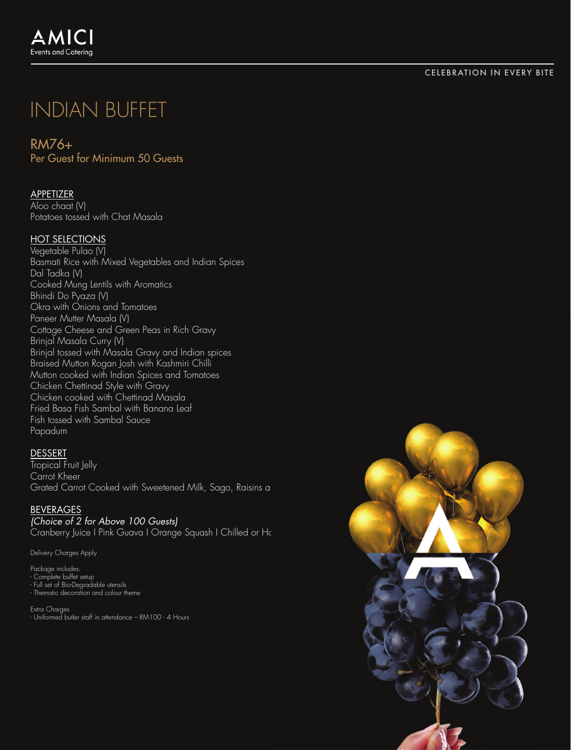AMICI
Events and Catering

CELEBRATION IN EVERY BITE

# INDIAN BUFFET

## RM76+
Per Guest for Minimum 50 Guests

### APPETIZER

Aloo chaat (V)
Potatoes tossed with Chat Masala

### HOT SELECTIONS

Vegetable Pulao (V)
Basmati Rice with Mixed Vegetables and Indian Spices
Dal Tadka (V)
Cooked Mung Lentils with Aromatics
Bhindi Do Pyaza (V)
Okra with Onions and Tomatoes
Paneer Mutter Masala (V)
Cottage Cheese and Green Peas in Rich Gravy
Brinjal Masala Curry (V)
Brinjal tossed with Masala Gravy and Indian spices
Braised Mutton Rogan Josh with Kashmiri Chilli
Mutton cooked with Indian Spices and Tomatoes
Chicken Chettinad Style with Gravy
Chicken cooked with Chettinad Masala
Fried Basa Fish Sambal with Banana Leaf
Fish tossed with Sambal Sauce
Papadum

### DESSERT

Tropical Fruit Jelly
Carrot Kheer
Grated Carrot Cooked with Sweetened Milk, Sago, Raisins a

### BEVERAGES

*(Choice of 2 for Above 100 Guests)*
Cranberry Juice I Pink Guava I Orange Squash I Chilled or Ho

Delivery Charges Apply

Package includes:
- Complete buffet setup
- Full set of Bio-Degradable utensils
- Thematic decoration and colour theme

Extra Charges
- Uniformed butler staff in attendance – RM100 - 4 Hours